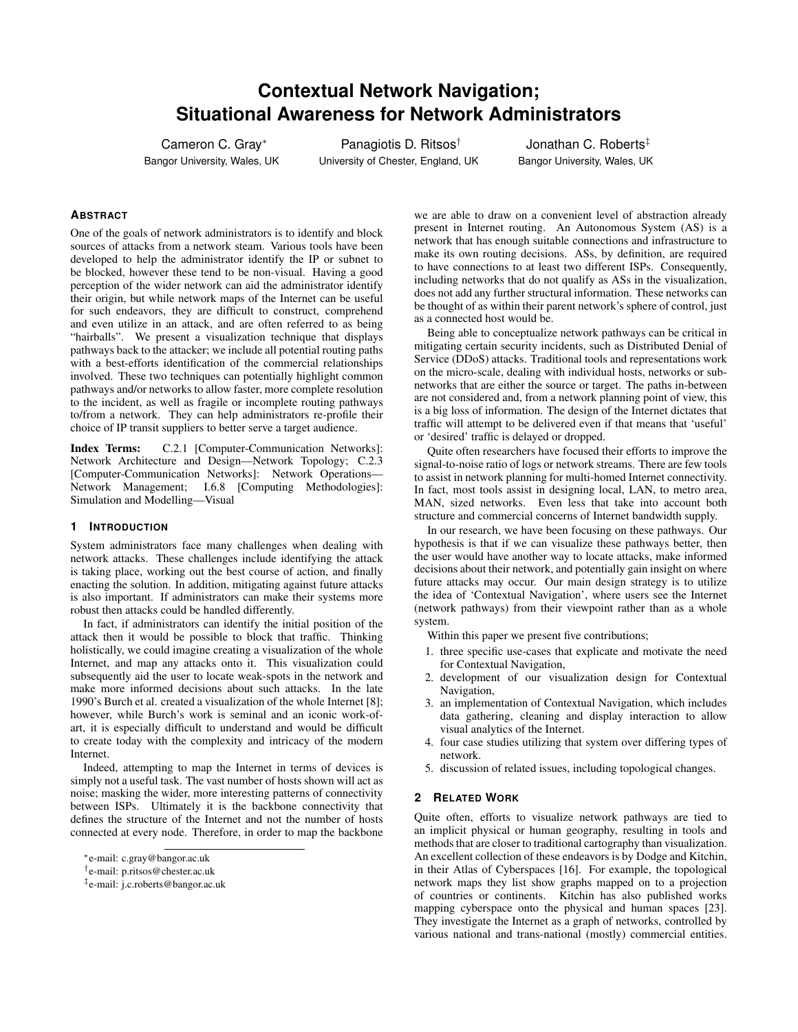# Contextual Network Navigation; Situational Awareness for Network Administrators

Cameron C. Gray* — Bangor University, Wales, UK

Panagiotis D. Ritsos† — University of Chester, England, UK

Jonathan C. Roberts‡ — Bangor University, Wales, UK

## Abstract

One of the goals of network administrators is to identify and block sources of attacks from a network steam. Various tools have been developed to help the administrator identify the IP or subnet to be blocked, however these tend to be non-visual. Having a good perception of the wider network can aid the administrator identify their origin, but while network maps of the Internet can be useful for such endeavors, they are difficult to construct, comprehend and even utilize in an attack, and are often referred to as being "hairballs". We present a visualization technique that displays pathways back to the attacker; we include all potential routing paths with a best-efforts identification of the commercial relationships involved. These two techniques can potentially highlight common pathways and/or networks to allow faster, more complete resolution to the incident, as well as fragile or incomplete routing pathways to/from a network. They can help administrators re-profile their choice of IP transit suppliers to better serve a target audience.

**Index Terms:** C.2.1 [Computer-Communication Networks]: Network Architecture and Design—Network Topology; C.2.3 [Computer-Communication Networks]: Network Operations—Network Management; I.6.8 [Computing Methodologies]: Simulation and Modelling—Visual

## 1 Introduction

System administrators face many challenges when dealing with network attacks. These challenges include identifying the attack is taking place, working out the best course of action, and finally enacting the solution. In addition, mitigating against future attacks is also important. If administrators can make their systems more robust then attacks could be handled differently.

In fact, if administrators can identify the initial position of the attack then it would be possible to block that traffic. Thinking holistically, we could imagine creating a visualization of the whole Internet, and map any attacks onto it. This visualization could subsequently aid the user to locate weak-spots in the network and make more informed decisions about such attacks. In the late 1990's Burch et al. created a visualization of the whole Internet [8]; however, while Burch's work is seminal and an iconic work-of-art, it is especially difficult to understand and would be difficult to create today with the complexity and intricacy of the modern Internet.

Indeed, attempting to map the Internet in terms of devices is simply not a useful task. The vast number of hosts shown will act as noise; masking the wider, more interesting patterns of connectivity between ISPs. Ultimately it is the backbone connectivity that defines the structure of the Internet and not the number of hosts connected at every node. Therefore, in order to map the backbone we are able to draw on a convenient level of abstraction already present in Internet routing. An Autonomous System (AS) is a network that has enough suitable connections and infrastructure to make its own routing decisions. ASs, by definition, are required to have connections to at least two different ISPs. Consequently, including networks that do not qualify as ASs in the visualization, does not add any further structural information. These networks can be thought of as within their parent network's sphere of control, just as a connected host would be.

Being able to conceptualize network pathways can be critical in mitigating certain security incidents, such as Distributed Denial of Service (DDoS) attacks. Traditional tools and representations work on the micro-scale, dealing with individual hosts, networks or subnetworks that are either the source or target. The paths in-between are not considered and, from a network planning point of view, this is a big loss of information. The design of the Internet dictates that traffic will attempt to be delivered even if that means that 'useful' or 'desired' traffic is delayed or dropped.

Quite often researchers have focused their efforts to improve the signal-to-noise ratio of logs or network streams. There are few tools to assist in network planning for multi-homed Internet connectivity. In fact, most tools assist in designing local, LAN, to metro area, MAN, sized networks. Even less that take into account both structure and commercial concerns of Internet bandwidth supply.

In our research, we have been focusing on these pathways. Our hypothesis is that if we can visualize these pathways better, then the user would have another way to locate attacks, make informed decisions about their network, and potentially gain insight on where future attacks may occur. Our main design strategy is to utilize the idea of 'Contextual Navigation', where users see the Internet (network pathways) from their viewpoint rather than as a whole system.

Within this paper we present five contributions;

1. three specific use-cases that explicate and motivate the need for Contextual Navigation,
2. development of our visualization design for Contextual Navigation,
3. an implementation of Contextual Navigation, which includes data gathering, cleaning and display interaction to allow visual analytics of the Internet.
4. four case studies utilizing that system over differing types of network.
5. discussion of related issues, including topological changes.

## 2 Related Work

Quite often, efforts to visualize network pathways are tied to an implicit physical or human geography, resulting in tools and methods that are closer to traditional cartography than visualization. An excellent collection of these endeavors is by Dodge and Kitchin, in their Atlas of Cyberspaces [16]. For example, the topological network maps they list show graphs mapped on to a projection of countries or continents. Kitchin has also published works mapping cyberspace onto the physical and human spaces [23]. They investigate the Internet as a graph of networks, controlled by various national and trans-national (mostly) commercial entities.

*e-mail: c.gray@bangor.ac.uk

†e-mail: p.ritsos@chester.ac.uk

‡e-mail: j.c.roberts@bangor.ac.uk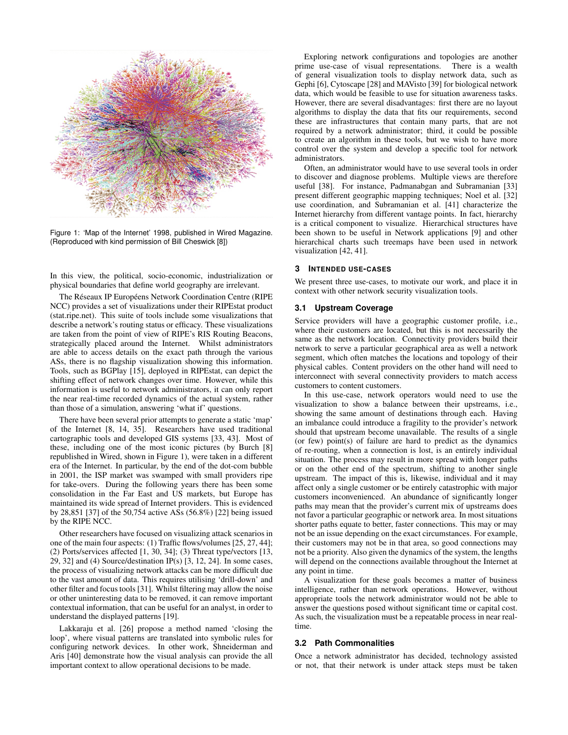Figure 1: 'Map of the Internet' 1998, published in Wired Magazine. (Reproduced with kind permission of Bill Cheswick [8])

In this view, the political, socio-economic, industrialization or physical boundaries that define world geography are irrelevant.

The Réseaux IP Européens Network Coordination Centre (RIPE NCC) provides a set of visualizations under their RIPEstat product (stat.ripe.net). This suite of tools include some visualizations that describe a network's routing status or efficacy. These visualizations are taken from the point of view of RIPE's RIS Routing Beacons, strategically placed around the Internet. Whilst administrators are able to access details on the exact path through the various ASs, there is no flagship visualization showing this information. Tools, such as BGPlay [15], deployed in RIPEstat, can depict the shifting effect of network changes over time. However, while this information is useful to network administrators, it can only report the near real-time recorded dynamics of the actual system, rather than those of a simulation, answering 'what if' questions.

There have been several prior attempts to generate a static 'map' of the Internet [8, 14, 35]. Researchers have used traditional cartographic tools and developed GIS systems [33, 43]. Most of these, including one of the most iconic pictures (by Burch [8] republished in Wired, shown in Figure 1), were taken in a different era of the Internet. In particular, by the end of the dot-com bubble in 2001, the ISP market was swamped with small providers ripe for take-overs. During the following years there has been some consolidation in the Far East and US markets, but Europe has maintained its wide spread of Internet providers. This is evidenced by 28,851 [37] of the 50,754 active ASs (56.8%) [22] being issued by the RIPE NCC.

Other researchers have focused on visualizing attack scenarios in one of the main four aspects: (1) Traffic flows/volumes [25, 27, 44]; (2) Ports/services affected [1, 30, 34]; (3) Threat type/vectors [13, 29, 32] and (4) Source/destination IP(s) [3, 12, 24]. In some cases, the process of visualizing network attacks can be more difficult due to the vast amount of data. This requires utilising 'drill-down' and other filter and focus tools [31]. Whilst filtering may allow the noise or other uninteresting data to be removed, it can remove important contextual information, that can be useful for an analyst, in order to understand the displayed patterns [19].

Lakkaraju et al. [26] propose a method named 'closing the loop', where visual patterns are translated into symbolic rules for configuring network devices. In other work, Shneiderman and Aris [40] demonstrate how the visual analysis can provide the all important context to allow operational decisions to be made.

Exploring network configurations and topologies are another prime use-case of visual representations. There is a wealth of general visualization tools to display network data, such as Gephi [6], Cytoscape [28] and MAVisto [39] for biological network data, which would be feasible to use for situation awareness tasks. However, there are several disadvantages: first there are no layout algorithms to display the data that fits our requirements, second these are infrastructures that contain many parts, that are not required by a network administrator; third, it could be possible to create an algorithm in these tools, but we wish to have more control over the system and develop a specific tool for network administrators.

Often, an administrator would have to use several tools in order to discover and diagnose problems. Multiple views are therefore useful [38]. For instance, Padmanabgan and Subramanian [33] present different geographic mapping techniques; Noel et al. [32] use coordination, and Subramanian et al. [41] characterize the Internet hierarchy from different vantage points. In fact, hierarchy is a critical component to visualize. Hierarchical structures have been shown to be useful in Network applications [9] and other hierarchical charts such treemaps have been used in network visualization [42, 41].

## 3 Intended use-cases

We present three use-cases, to motivate our work, and place it in context with other network security visualization tools.

### 3.1 Upstream Coverage

Service providers will have a geographic customer profile, i.e., where their customers are located, but this is not necessarily the same as the network location. Connectivity providers build their network to serve a particular geographical area as well a network segment, which often matches the locations and topology of their physical cables. Content providers on the other hand will need to interconnect with several connectivity providers to match access customers to content customers.

In this use-case, network operators would need to use the visualization to show a balance between their upstreams, i.e., showing the same amount of destinations through each. Having an imbalance could introduce a fragility to the provider's network should that upstream become unavailable. The results of a single (or few) point(s) of failure are hard to predict as the dynamics of re-routing, when a connection is lost, is an entirely individual situation. The process may result in more spread with longer paths or on the other end of the spectrum, shifting to another single upstream. The impact of this is, likewise, individual and it may affect only a single customer or be entirely catastrophic with major customers inconvenienced. An abundance of significantly longer paths may mean that the provider's current mix of upstreams does not favor a particular geographic or network area. In most situations shorter paths equate to better, faster connections. This may or may not be an issue depending on the exact circumstances. For example, their customers may not be in that area, so good connections may not be a priority. Also given the dynamics of the system, the lengths will depend on the connections available throughout the Internet at any point in time.

A visualization for these goals becomes a matter of business intelligence, rather than network operations. However, without appropriate tools the network administrator would not be able to answer the questions posed without significant time or capital cost. As such, the visualization must be a repeatable process in near real-time.

### 3.2 Path Commonalities

Once a network administrator has decided, technology assisted or not, that their network is under attack steps must be taken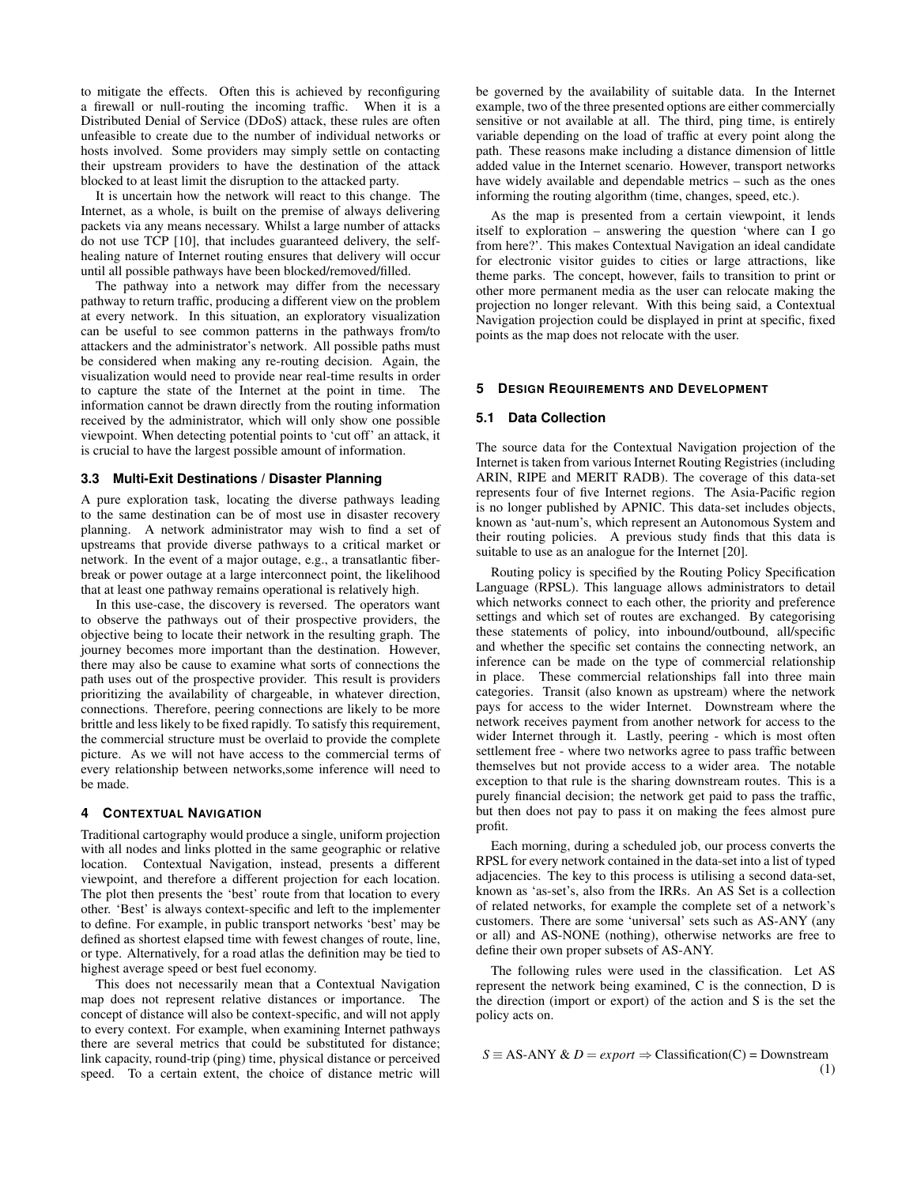to mitigate the effects. Often this is achieved by reconfiguring a firewall or null-routing the incoming traffic. When it is a Distributed Denial of Service (DDoS) attack, these rules are often unfeasible to create due to the number of individual networks or hosts involved. Some providers may simply settle on contacting their upstream providers to have the destination of the attack blocked to at least limit the disruption to the attacked party.

It is uncertain how the network will react to this change. The Internet, as a whole, is built on the premise of always delivering packets via any means necessary. Whilst a large number of attacks do not use TCP [10], that includes guaranteed delivery, the self-healing nature of Internet routing ensures that delivery will occur until all possible pathways have been blocked/removed/filled.

The pathway into a network may differ from the necessary pathway to return traffic, producing a different view on the problem at every network. In this situation, an exploratory visualization can be useful to see common patterns in the pathways from/to attackers and the administrator's network. All possible paths must be considered when making any re-routing decision. Again, the visualization would need to provide near real-time results in order to capture the state of the Internet at the point in time. The information cannot be drawn directly from the routing information received by the administrator, which will only show one possible viewpoint. When detecting potential points to 'cut off' an attack, it is crucial to have the largest possible amount of information.

### 3.3 Multi-Exit Destinations / Disaster Planning

A pure exploration task, locating the diverse pathways leading to the same destination can be of most use in disaster recovery planning. A network administrator may wish to find a set of upstreams that provide diverse pathways to a critical market or network. In the event of a major outage, e.g., a transatlantic fiber-break or power outage at a large interconnect point, the likelihood that at least one pathway remains operational is relatively high.

In this use-case, the discovery is reversed. The operators want to observe the pathways out of their prospective providers, the objective being to locate their network in the resulting graph. The journey becomes more important than the destination. However, there may also be cause to examine what sorts of connections the path uses out of the prospective provider. This result is providers prioritizing the availability of chargeable, in whatever direction, connections. Therefore, peering connections are likely to be more brittle and less likely to be fixed rapidly. To satisfy this requirement, the commercial structure must be overlaid to provide the complete picture. As we will not have access to the commercial terms of every relationship between networks,some inference will need to be made.

## 4 Contextual Navigation

Traditional cartography would produce a single, uniform projection with all nodes and links plotted in the same geographic or relative location. Contextual Navigation, instead, presents a different viewpoint, and therefore a different projection for each location. The plot then presents the 'best' route from that location to every other. 'Best' is always context-specific and left to the implementer to define. For example, in public transport networks 'best' may be defined as shortest elapsed time with fewest changes of route, line, or type. Alternatively, for a road atlas the definition may be tied to highest average speed or best fuel economy.

This does not necessarily mean that a Contextual Navigation map does not represent relative distances or importance. The concept of distance will also be context-specific, and will not apply to every context. For example, when examining Internet pathways there are several metrics that could be substituted for distance; link capacity, round-trip (ping) time, physical distance or perceived speed. To a certain extent, the choice of distance metric will be governed by the availability of suitable data. In the Internet example, two of the three presented options are either commercially sensitive or not available at all. The third, ping time, is entirely variable depending on the load of traffic at every point along the path. These reasons make including a distance dimension of little added value in the Internet scenario. However, transport networks have widely available and dependable metrics – such as the ones informing the routing algorithm (time, changes, speed, etc.).

As the map is presented from a certain viewpoint, it lends itself to exploration – answering the question 'where can I go from here?'. This makes Contextual Navigation an ideal candidate for electronic visitor guides to cities or large attractions, like theme parks. The concept, however, fails to transition to print or other more permanent media as the user can relocate making the projection no longer relevant. With this being said, a Contextual Navigation projection could be displayed in print at specific, fixed points as the map does not relocate with the user.

## 5 Design Requirements and Development

### 5.1 Data Collection

The source data for the Contextual Navigation projection of the Internet is taken from various Internet Routing Registries (including ARIN, RIPE and MERIT RADB). The coverage of this data-set represents four of five Internet regions. The Asia-Pacific region is no longer published by APNIC. This data-set includes objects, known as 'aut-num's, which represent an Autonomous System and their routing policies. A previous study finds that this data is suitable to use as an analogue for the Internet [20].

Routing policy is specified by the Routing Policy Specification Language (RPSL). This language allows administrators to detail which networks connect to each other, the priority and preference settings and which set of routes are exchanged. By categorising these statements of policy, into inbound/outbound, all/specific and whether the specific set contains the connecting network, an inference can be made on the type of commercial relationship in place. These commercial relationships fall into three main categories. Transit (also known as upstream) where the network pays for access to the wider Internet. Downstream where the network receives payment from another network for access to the wider Internet through it. Lastly, peering - which is most often settlement free - where two networks agree to pass traffic between themselves but not provide access to a wider area. The notable exception to that rule is the sharing downstream routes. This is a purely financial decision; the network get paid to pass the traffic, but then does not pay to pass it on making the fees almost pure profit.

Each morning, during a scheduled job, our process converts the RPSL for every network contained in the data-set into a list of typed adjacencies. The key to this process is utilising a second data-set, known as 'as-set's, also from the IRRs. An AS Set is a collection of related networks, for example the complete set of a network's customers. There are some 'universal' sets such as AS-ANY (any or all) and AS-NONE (nothing), otherwise networks are free to define their own proper subsets of AS-ANY.

The following rules were used in the classification. Let AS represent the network being examined, C is the connection, D is the direction (import or export) of the action and S is the set the policy acts on.

$$S \equiv \text{AS-ANY} \ \& \ D = \mathit{export} \Rightarrow \text{Classification(C) = Downstream} \tag{1}$$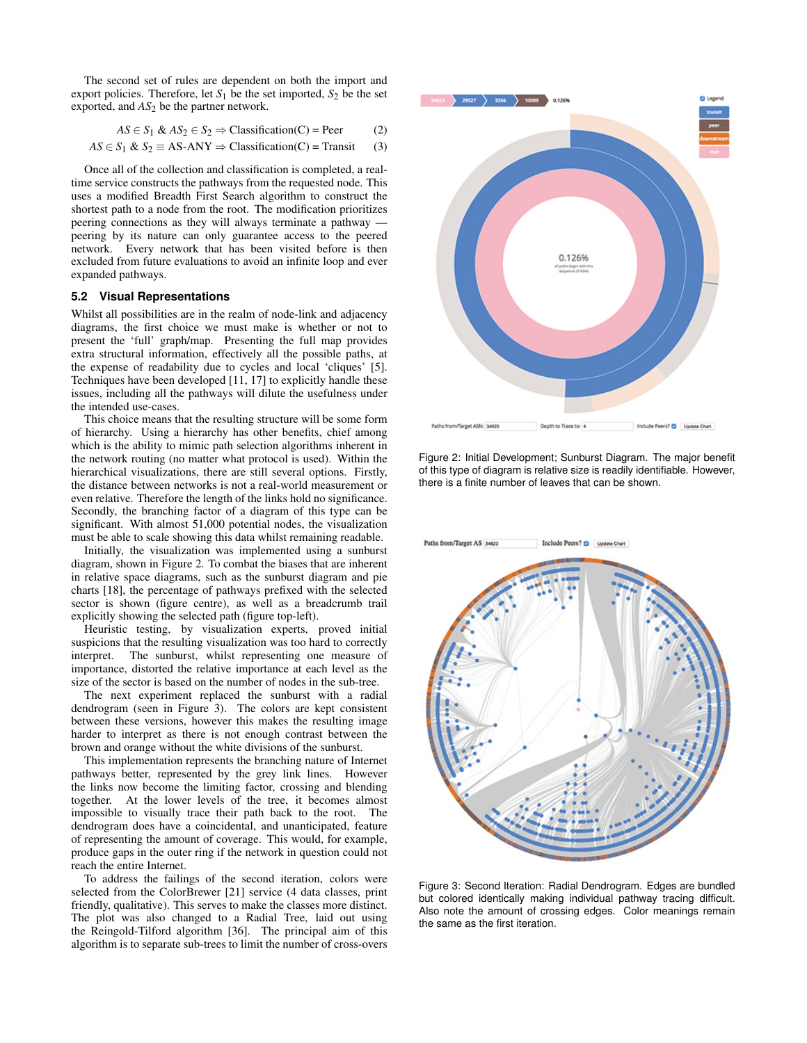The second set of rules are dependent on both the import and export policies. Therefore, let $S_1$ be the set imported, $S_2$ be the set exported, and $AS_2$ be the partner network.

$$AS \in S_1 \;\&\; AS_2 \in S_2 \Rightarrow \text{Classification(C)} = \text{Peer} \quad (2)$$

$$AS \in S_1 \;\&\; S_2 \equiv \text{AS-ANY} \Rightarrow \text{Classification(C)} = \text{Transit} \quad (3)$$

Once all of the collection and classification is completed, a real-time service constructs the pathways from the requested node. This uses a modified Breadth First Search algorithm to construct the shortest path to a node from the root. The modification prioritizes peering connections as they will always terminate a pathway — peering by its nature can only guarantee access to the peered network. Every network that has been visited before is then excluded from future evaluations to avoid an infinite loop and ever expanded pathways.

### 5.2 Visual Representations

Whilst all possibilities are in the realm of node-link and adjacency diagrams, the first choice we must make is whether or not to present the 'full' graph/map. Presenting the full map provides extra structural information, effectively all the possible paths, at the expense of readability due to cycles and local 'cliques' [5]. Techniques have been developed [11, 17] to explicitly handle these issues, including all the pathways will dilute the usefulness under the intended use-cases.

This choice means that the resulting structure will be some form of hierarchy. Using a hierarchy has other benefits, chief among which is the ability to mimic path selection algorithms inherent in the network routing (no matter what protocol is used). Within the hierarchical visualizations, there are still several options. Firstly, the distance between networks is not a real-world measurement or even relative. Therefore the length of the links hold no significance. Secondly, the branching factor of a diagram of this type can be significant. With almost 51,000 potential nodes, the visualization must be able to scale showing this data whilst remaining readable.

Initially, the visualization was implemented using a sunburst diagram, shown in Figure 2. To combat the biases that are inherent in relative space diagrams, such as the sunburst diagram and pie charts [18], the percentage of pathways prefixed with the selected sector is shown (figure centre), as well as a breadcrumb trail explicitly showing the selected path (figure top-left).

Heuristic testing, by visualization experts, proved initial suspicions that the resulting visualization was too hard to correctly interpret. The sunburst, whilst representing one measure of importance, distorted the relative importance at each level as the size of the sector is based on the number of nodes in the sub-tree.

The next experiment replaced the sunburst with a radial dendrogram (seen in Figure 3). The colors are kept consistent between these versions, however this makes the resulting image harder to interpret as there is not enough contrast between the brown and orange without the white divisions of the sunburst.

This implementation represents the branching nature of Internet pathways better, represented by the grey link lines. However the links now become the limiting factor, crossing and blending together. At the lower levels of the tree, it becomes almost impossible to visually trace their path back to the root. The dendrogram does have a coincidental, and unanticipated, feature of representing the amount of coverage. This would, for example, produce gaps in the outer ring if the network in question could not reach the entire Internet.

To address the failings of the second iteration, colors were selected from the ColorBrewer [21] service (4 data classes, print friendly, qualitative). This serves to make the classes more distinct. The plot was also changed to a Radial Tree, laid out using the Reingold-Tilford algorithm [36]. The principal aim of this algorithm is to separate sub-trees to limit the number of cross-overs

34623
29527
3356
10099
0.126%
Legend
transit
peer
downstream
root
0.126%
of paths begin with this sequence of ASNs
Paths from/Target ASN: 34623
Depth to Trace to: 4
Include Peers?
Update Chart

Figure 2: Initial Development; Sunburst Diagram. The major benefit of this type of diagram is relative size is readily identifiable. However, there is a finite number of leaves that can be shown.

Paths from/Target AS 34623
Include Peers?
Update Chart

Figure 3: Second Iteration: Radial Dendrogram. Edges are bundled but colored identically making individual pathway tracing difficult. Also note the amount of crossing edges. Color meanings remain the same as the first iteration.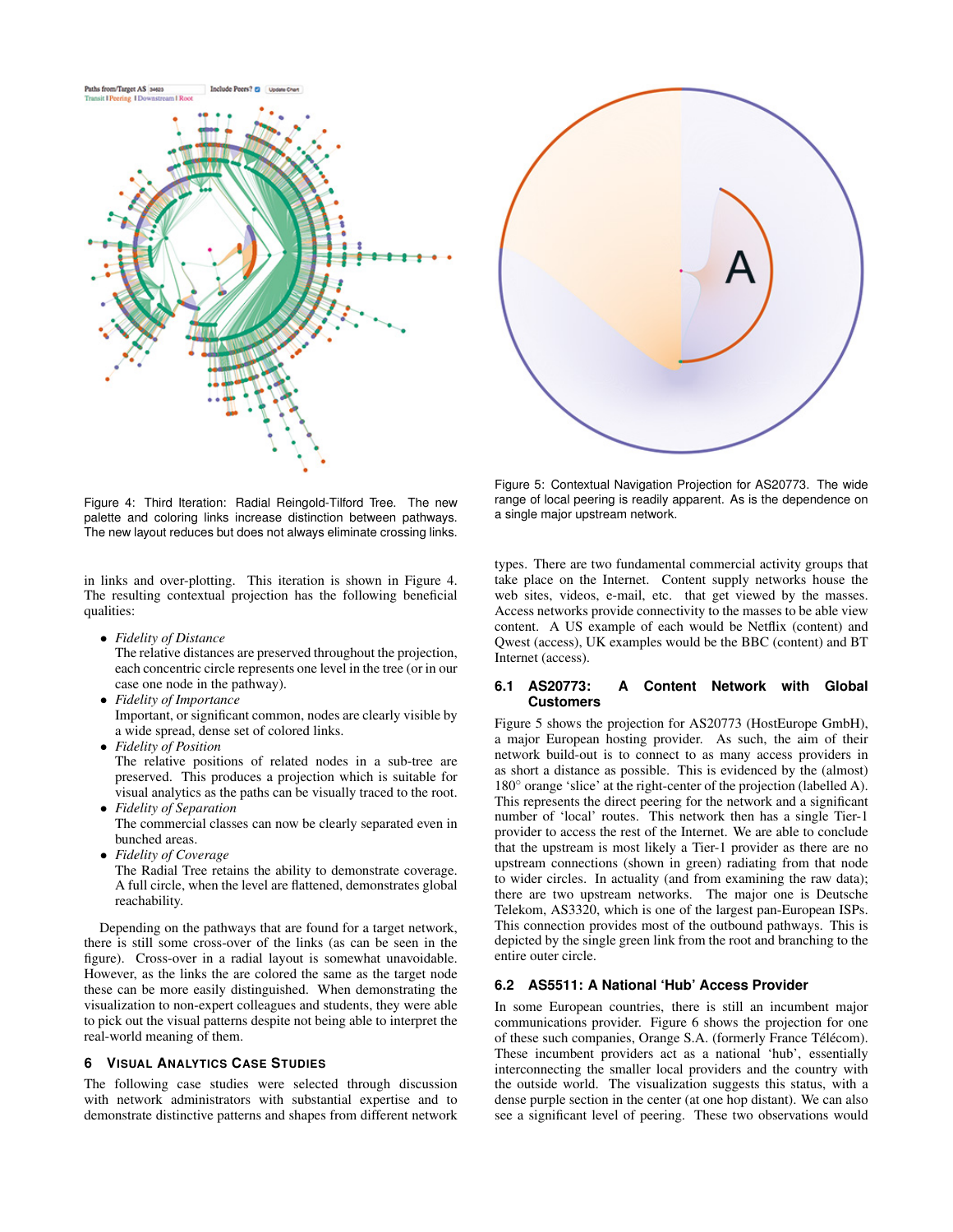Paths from/Target AS 34623 Include Peers? Update Chart
Transit | Peering | Downstream | Root

Figure 4: Third Iteration: Radial Reingold-Tilford Tree. The new palette and coloring links increase distinction between pathways. The new layout reduces but does not always eliminate crossing links.

A

Figure 5: Contextual Navigation Projection for AS20773. The wide range of local peering is readily apparent. As is the dependence on a single major upstream network.

in links and over-plotting. This iteration is shown in Figure 4. The resulting contextual projection has the following beneficial qualities:

- *Fidelity of Distance*
  The relative distances are preserved throughout the projection, each concentric circle represents one level in the tree (or in our case one node in the pathway).
- *Fidelity of Importance*
  Important, or significant common, nodes are clearly visible by a wide spread, dense set of colored links.
- *Fidelity of Position*
  The relative positions of related nodes in a sub-tree are preserved. This produces a projection which is suitable for visual analytics as the paths can be visually traced to the root.
- *Fidelity of Separation*
  The commercial classes can now be clearly separated even in bunched areas.
- *Fidelity of Coverage*
  The Radial Tree retains the ability to demonstrate coverage. A full circle, when the level are flattened, demonstrates global reachability.

Depending on the pathways that are found for a target network, there is still some cross-over of the links (as can be seen in the figure). Cross-over in a radial layout is somewhat unavoidable. However, as the links the are colored the same as the target node these can be more easily distinguished. When demonstrating the visualization to non-expert colleagues and students, they were able to pick out the visual patterns despite not being able to interpret the real-world meaning of them.

## 6 Visual Analytics Case Studies

The following case studies were selected through discussion with network administrators with substantial expertise and to demonstrate distinctive patterns and shapes from different network types. There are two fundamental commercial activity groups that take place on the Internet. Content supply networks house the web sites, videos, e-mail, etc. that get viewed by the masses. Access networks provide connectivity to the masses to be able view content. A US example of each would be Netflix (content) and Qwest (access), UK examples would be the BBC (content) and BT Internet (access).

### 6.1 AS20773: A Content Network with Global Customers

Figure 5 shows the projection for AS20773 (HostEurope GmbH), a major European hosting provider. As such, the aim of their network build-out is to connect to as many access providers in as short a distance as possible. This is evidenced by the (almost) 180° orange 'slice' at the right-center of the projection (labelled A). This represents the direct peering for the network and a significant number of 'local' routes. This network then has a single Tier-1 provider to access the rest of the Internet. We are able to conclude that the upstream is most likely a Tier-1 provider as there are no upstream connections (shown in green) radiating from that node to wider circles. In actuality (and from examining the raw data); there are two upstream networks. The major one is Deutsche Telekom, AS3320, which is one of the largest pan-European ISPs. This connection provides most of the outbound pathways. This is depicted by the single green link from the root and branching to the entire outer circle.

### 6.2 AS5511: A National 'Hub' Access Provider

In some European countries, there is still an incumbent major communications provider. Figure 6 shows the projection for one of these such companies, Orange S.A. (formerly France Télécom). These incumbent providers act as a national 'hub', essentially interconnecting the smaller local providers and the country with the outside world. The visualization suggests this status, with a dense purple section in the center (at one hop distant). We can also see a significant level of peering. These two observations would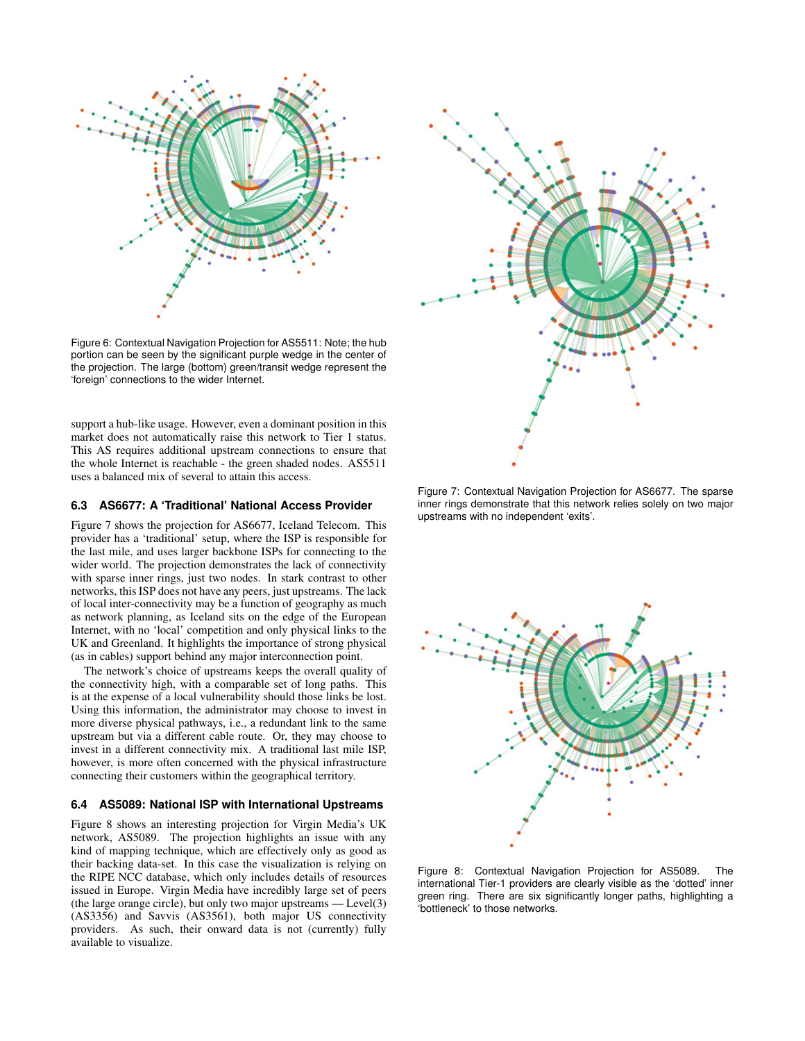Figure 6: Contextual Navigation Projection for AS5511: Note; the hub portion can be seen by the significant purple wedge in the center of the projection. The large (bottom) green/transit wedge represent the 'foreign' connections to the wider Internet.

support a hub-like usage. However, even a dominant position in this market does not automatically raise this network to Tier 1 status. This AS requires additional upstream connections to ensure that the whole Internet is reachable - the green shaded nodes. AS5511 uses a balanced mix of several to attain this access.

### 6.3 AS6677: A 'Traditional' National Access Provider

Figure 7 shows the projection for AS6677, Iceland Telecom. This provider has a 'traditional' setup, where the ISP is responsible for the last mile, and uses larger backbone ISPs for connecting to the wider world. The projection demonstrates the lack of connectivity with sparse inner rings, just two nodes. In stark contrast to other networks, this ISP does not have any peers, just upstreams. The lack of local inter-connectivity may be a function of geography as much as network planning, as Iceland sits on the edge of the European Internet, with no 'local' competition and only physical links to the UK and Greenland. It highlights the importance of strong physical (as in cables) support behind any major interconnection point.

The network's choice of upstreams keeps the overall quality of the connectivity high, with a comparable set of long paths. This is at the expense of a local vulnerability should those links be lost. Using this information, the administrator may choose to invest in more diverse physical pathways, i.e., a redundant link to the same upstream but via a different cable route. Or, they may choose to invest in a different connectivity mix. A traditional last mile ISP, however, is more often concerned with the physical infrastructure connecting their customers within the geographical territory.

### 6.4 AS5089: National ISP with International Upstreams

Figure 8 shows an interesting projection for Virgin Media's UK network, AS5089. The projection highlights an issue with any kind of mapping technique, which are effectively only as good as their backing data-set. In this case the visualization is relying on the RIPE NCC database, which only includes details of resources issued in Europe. Virgin Media have incredibly large set of peers (the large orange circle), but only two major upstreams — Level(3) (AS3356) and Savvis (AS3561), both major US connectivity providers. As such, their onward data is not (currently) fully available to visualize.

Figure 7: Contextual Navigation Projection for AS6677. The sparse inner rings demonstrate that this network relies solely on two major upstreams with no independent 'exits'.

Figure 8: Contextual Navigation Projection for AS5089. The international Tier-1 providers are clearly visible as the 'dotted' inner green ring. There are six significantly longer paths, highlighting a 'bottleneck' to those networks.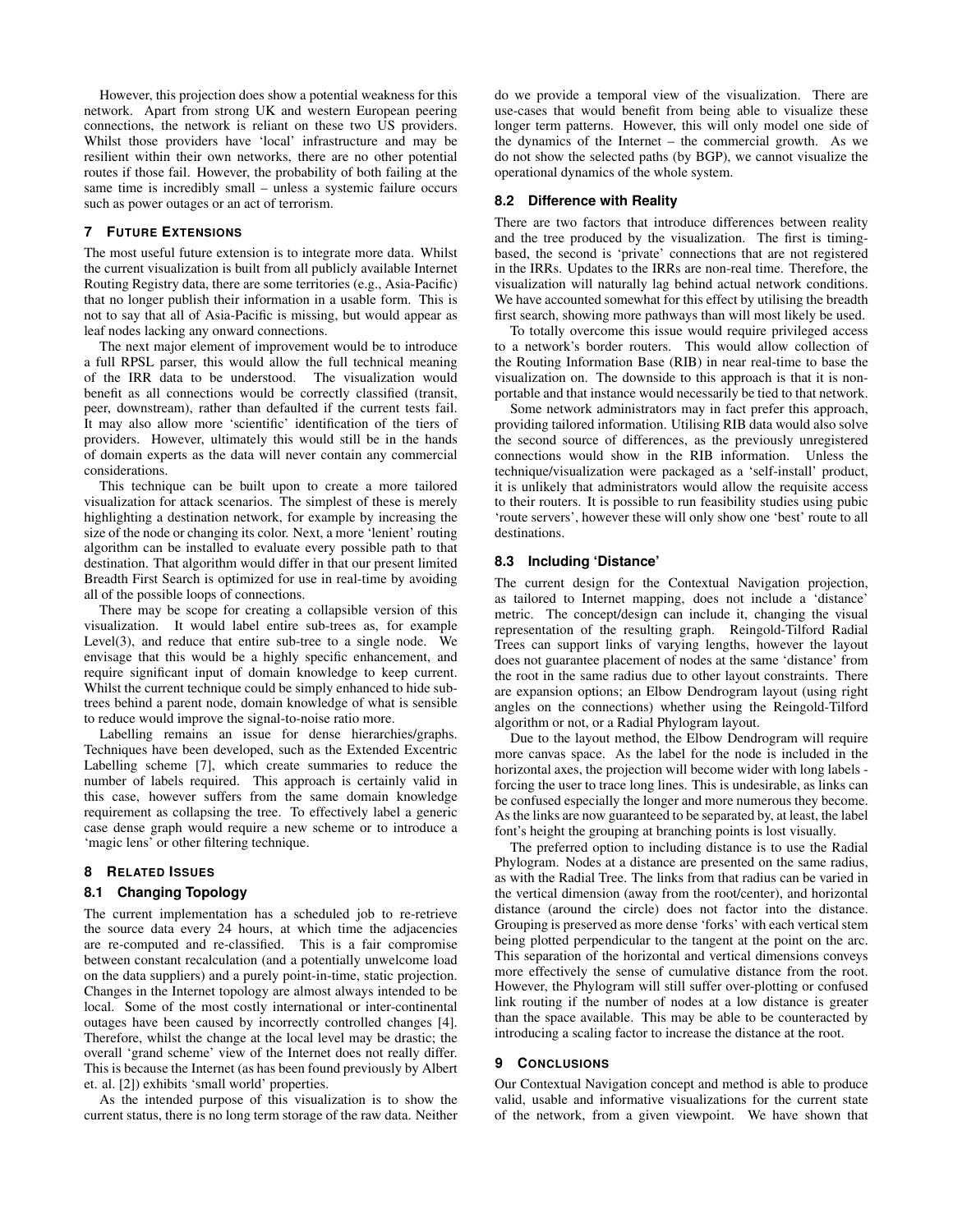However, this projection does show a potential weakness for this network. Apart from strong UK and western European peering connections, the network is reliant on these two US providers. Whilst those providers have 'local' infrastructure and may be resilient within their own networks, there are no other potential routes if those fail. However, the probability of both failing at the same time is incredibly small – unless a systemic failure occurs such as power outages or an act of terrorism.

## 7 Future Extensions

The most useful future extension is to integrate more data. Whilst the current visualization is built from all publicly available Internet Routing Registry data, there are some territories (e.g., Asia-Pacific) that no longer publish their information in a usable form. This is not to say that all of Asia-Pacific is missing, but would appear as leaf nodes lacking any onward connections.

The next major element of improvement would be to introduce a full RPSL parser, this would allow the full technical meaning of the IRR data to be understood. The visualization would benefit as all connections would be correctly classified (transit, peer, downstream), rather than defaulted if the current tests fail. It may also allow more 'scientific' identification of the tiers of providers. However, ultimately this would still be in the hands of domain experts as the data will never contain any commercial considerations.

This technique can be built upon to create a more tailored visualization for attack scenarios. The simplest of these is merely highlighting a destination network, for example by increasing the size of the node or changing its color. Next, a more 'lenient' routing algorithm can be installed to evaluate every possible path to that destination. That algorithm would differ in that our present limited Breadth First Search is optimized for use in real-time by avoiding all of the possible loops of connections.

There may be scope for creating a collapsible version of this visualization. It would label entire sub-trees as, for example Level(3), and reduce that entire sub-tree to a single node. We envisage that this would be a highly specific enhancement, and require significant input of domain knowledge to keep current. Whilst the current technique could be simply enhanced to hide sub-trees behind a parent node, domain knowledge of what is sensible to reduce would improve the signal-to-noise ratio more.

Labelling remains an issue for dense hierarchies/graphs. Techniques have been developed, such as the Extended Excentric Labelling scheme [7], which create summaries to reduce the number of labels required. This approach is certainly valid in this case, however suffers from the same domain knowledge requirement as collapsing the tree. To effectively label a generic case dense graph would require a new scheme or to introduce a 'magic lens' or other filtering technique.

## 8 Related Issues

### 8.1 Changing Topology

The current implementation has a scheduled job to re-retrieve the source data every 24 hours, at which time the adjacencies are re-computed and re-classified. This is a fair compromise between constant recalculation (and a potentially unwelcome load on the data suppliers) and a purely point-in-time, static projection. Changes in the Internet topology are almost always intended to be local. Some of the most costly international or inter-continental outages have been caused by incorrectly controlled changes [4]. Therefore, whilst the change at the local level may be drastic; the overall 'grand scheme' view of the Internet does not really differ. This is because the Internet (as has been found previously by Albert et. al. [2]) exhibits 'small world' properties.

As the intended purpose of this visualization is to show the current status, there is no long term storage of the raw data. Neither do we provide a temporal view of the visualization. There are use-cases that would benefit from being able to visualize these longer term patterns. However, this will only model one side of the dynamics of the Internet – the commercial growth. As we do not show the selected paths (by BGP), we cannot visualize the operational dynamics of the whole system.

### 8.2 Difference with Reality

There are two factors that introduce differences between reality and the tree produced by the visualization. The first is timing-based, the second is 'private' connections that are not registered in the IRRs. Updates to the IRRs are non-real time. Therefore, the visualization will naturally lag behind actual network conditions. We have accounted somewhat for this effect by utilising the breadth first search, showing more pathways than will most likely be used.

To totally overcome this issue would require privileged access to a network's border routers. This would allow collection of the Routing Information Base (RIB) in near real-time to base the visualization on. The downside to this approach is that it is non-portable and that instance would necessarily be tied to that network.

Some network administrators may in fact prefer this approach, providing tailored information. Utilising RIB data would also solve the second source of differences, as the previously unregistered connections would show in the RIB information. Unless the technique/visualization were packaged as a 'self-install' product, it is unlikely that administrators would allow the requisite access to their routers. It is possible to run feasibility studies using pubic 'route servers', however these will only show one 'best' route to all destinations.

### 8.3 Including 'Distance'

The current design for the Contextual Navigation projection, as tailored to Internet mapping, does not include a 'distance' metric. The concept/design can include it, changing the visual representation of the resulting graph. Reingold-Tilford Radial Trees can support links of varying lengths, however the layout does not guarantee placement of nodes at the same 'distance' from the root in the same radius due to other layout constraints. There are expansion options; an Elbow Dendrogram layout (using right angles on the connections) whether using the Reingold-Tilford algorithm or not, or a Radial Phylogram layout.

Due to the layout method, the Elbow Dendrogram will require more canvas space. As the label for the node is included in the horizontal axes, the projection will become wider with long labels - forcing the user to trace long lines. This is undesirable, as links can be confused especially the longer and more numerous they become. As the links are now guaranteed to be separated by, at least, the label font's height the grouping at branching points is lost visually.

The preferred option to including distance is to use the Radial Phylogram. Nodes at a distance are presented on the same radius, as with the Radial Tree. The links from that radius can be varied in the vertical dimension (away from the root/center), and horizontal distance (around the circle) does not factor into the distance. Grouping is preserved as more dense 'forks' with each vertical stem being plotted perpendicular to the tangent at the point on the arc. This separation of the horizontal and vertical dimensions conveys more effectively the sense of cumulative distance from the root. However, the Phylogram will still suffer over-plotting or confused link routing if the number of nodes at a low distance is greater than the space available. This may be able to be counteracted by introducing a scaling factor to increase the distance at the root.

## 9 Conclusions

Our Contextual Navigation concept and method is able to produce valid, usable and informative visualizations for the current state of the network, from a given viewpoint. We have shown that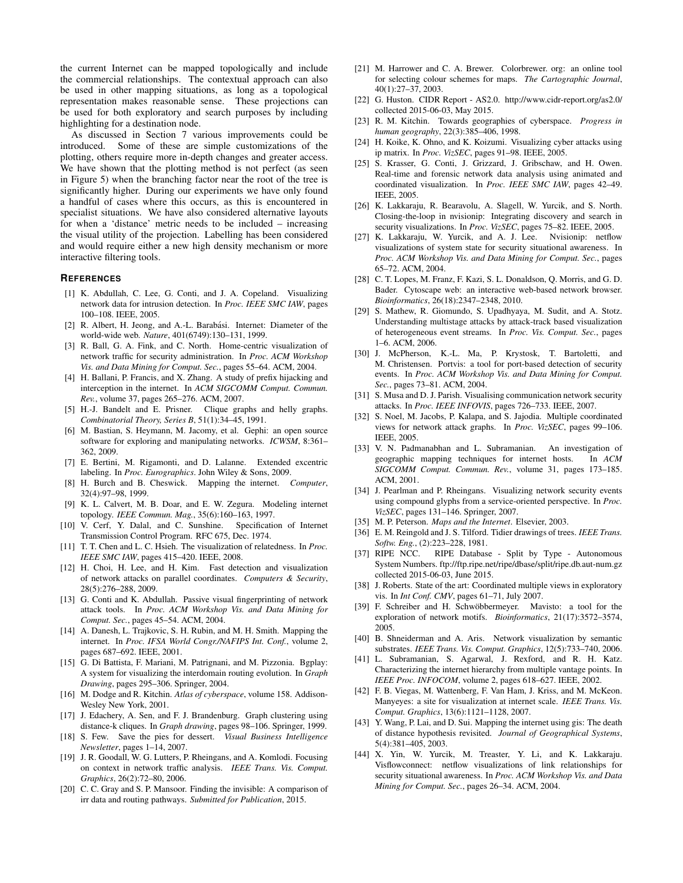the current Internet can be mapped topologically and include the commercial relationships. The contextual approach can also be used in other mapping situations, as long as a topological representation makes reasonable sense. These projections can be used for both exploratory and search purposes by including highlighting for a destination node.

As discussed in Section 7 various improvements could be introduced. Some of these are simple customizations of the plotting, others require more in-depth changes and greater access. We have shown that the plotting method is not perfect (as seen in Figure 5) when the branching factor near the root of the tree is significantly higher. During our experiments we have only found a handful of cases where this occurs, as this is encountered in specialist situations. We have also considered alternative layouts for when a 'distance' metric needs to be included – increasing the visual utility of the projection. Labelling has been considered and would require either a new high density mechanism or more interactive filtering tools.

## References

[1] K. Abdullah, C. Lee, G. Conti, and J. A. Copeland. Visualizing network data for intrusion detection. In *Proc. IEEE SMC IAW*, pages 100–108. IEEE, 2005.

[2] R. Albert, H. Jeong, and A.-L. Barabási. Internet: Diameter of the world-wide web. *Nature*, 401(6749):130–131, 1999.

[3] R. Ball, G. A. Fink, and C. North. Home-centric visualization of network traffic for security administration. In *Proc. ACM Workshop Vis. and Data Mining for Comput. Sec.*, pages 55–64. ACM, 2004.

[4] H. Ballani, P. Francis, and X. Zhang. A study of prefix hijacking and interception in the internet. In *ACM SIGCOMM Comput. Commun. Rev.*, volume 37, pages 265–276. ACM, 2007.

[5] H.-J. Bandelt and E. Prisner. Clique graphs and helly graphs. *Combinatorial Theory, Series B*, 51(1):34–45, 1991.

[6] M. Bastian, S. Heymann, M. Jacomy, et al. Gephi: an open source software for exploring and manipulating networks. *ICWSM*, 8:361–362, 2009.

[7] E. Bertini, M. Rigamonti, and D. Lalanne. Extended excentric labeling. In *Proc. Eurographics*. John Wiley & Sons, 2009.

[8] H. Burch and B. Cheswick. Mapping the internet. *Computer*, 32(4):97–98, 1999.

[9] K. L. Calvert, M. B. Doar, and E. W. Zegura. Modeling internet topology. *IEEE Commun. Mag.*, 35(6):160–163, 1997.

[10] V. Cerf, Y. Dalal, and C. Sunshine. Specification of Internet Transmission Control Program. RFC 675, Dec. 1974.

[11] T. T. Chen and L. C. Hsieh. The visualization of relatedness. In *Proc. IEEE SMC IAW*, pages 415–420. IEEE, 2008.

[12] H. Choi, H. Lee, and H. Kim. Fast detection and visualization of network attacks on parallel coordinates. *Computers & Security*, 28(5):276–288, 2009.

[13] G. Conti and K. Abdullah. Passive visual fingerprinting of network attack tools. In *Proc. ACM Workshop Vis. and Data Mining for Comput. Sec.*, pages 45–54. ACM, 2004.

[14] A. Danesh, L. Trajkovic, S. H. Rubin, and M. H. Smith. Mapping the internet. In *Proc. IFSA World Congr./NAFIPS Int. Conf.*, volume 2, pages 687–692. IEEE, 2001.

[15] G. Di Battista, F. Mariani, M. Patrignani, and M. Pizzonia. Bgplay: A system for visualizing the interdomain routing evolution. In *Graph Drawing*, pages 295–306. Springer, 2004.

[16] M. Dodge and R. Kitchin. *Atlas of cyberspace*, volume 158. Addison-Wesley New York, 2001.

[17] J. Edachery, A. Sen, and F. J. Brandenburg. Graph clustering using distance-k cliques. In *Graph drawing*, pages 98–106. Springer, 1999.

[18] S. Few. Save the pies for dessert. *Visual Business Intelligence Newsletter*, pages 1–14, 2007.

[19] J. R. Goodall, W. G. Lutters, P. Rheingans, and A. Komlodi. Focusing on context in network traffic analysis. *IEEE Trans. Vis. Comput. Graphics*, 26(2):72–80, 2006.

[20] C. C. Gray and S. P. Mansoor. Finding the invisible: A comparison of irr data and routing pathways. *Submitted for Publication*, 2015.

[21] M. Harrower and C. A. Brewer. Colorbrewer. org: an online tool for selecting colour schemes for maps. *The Cartographic Journal*, 40(1):27–37, 2003.

[22] G. Huston. CIDR Report - AS2.0. http://www.cidr-report.org/as2.0/ collected 2015-06-03, May 2015.

[23] R. M. Kitchin. Towards geographies of cyberspace. *Progress in human geography*, 22(3):385–406, 1998.

[24] H. Koike, K. Ohno, and K. Koizumi. Visualizing cyber attacks using ip matrix. In *Proc. VizSEC*, pages 91–98. IEEE, 2005.

[25] S. Krasser, G. Conti, J. Grizzard, J. Gribschaw, and H. Owen. Real-time and forensic network data analysis using animated and coordinated visualization. In *Proc. IEEE SMC IAW*, pages 42–49. IEEE, 2005.

[26] K. Lakkaraju, R. Bearavolu, A. Slagell, W. Yurcik, and S. North. Closing-the-loop in nvisionip: Integrating discovery and search in security visualizations. In *Proc. VizSEC*, pages 75–82. IEEE, 2005.

[27] K. Lakkaraju, W. Yurcik, and A. J. Lee. Nvisionip: netflow visualizations of system state for security situational awareness. In *Proc. ACM Workshop Vis. and Data Mining for Comput. Sec.*, pages 65–72. ACM, 2004.

[28] C. T. Lopes, M. Franz, F. Kazi, S. L. Donaldson, Q. Morris, and G. D. Bader. Cytoscape web: an interactive web-based network browser. *Bioinformatics*, 26(18):2347–2348, 2010.

[29] S. Mathew, R. Giomundo, S. Upadhyaya, M. Sudit, and A. Stotz. Understanding multistage attacks by attack-track based visualization of heterogeneous event streams. In *Proc. Vis. Comput. Sec.*, pages 1–6. ACM, 2006.

[30] J. McPherson, K.-L. Ma, P. Krystosk, T. Bartoletti, and M. Christensen. Portvis: a tool for port-based detection of security events. In *Proc. ACM Workshop Vis. and Data Mining for Comput. Sec.*, pages 73–81. ACM, 2004.

[31] S. Musa and D. J. Parish. Visualising communication network security attacks. In *Proc. IEEE INFOVIS*, pages 726–733. IEEE, 2007.

[32] S. Noel, M. Jacobs, P. Kalapa, and S. Jajodia. Multiple coordinated views for network attack graphs. In *Proc. VizSEC*, pages 99–106. IEEE, 2005.

[33] V. N. Padmanabhan and L. Subramanian. An investigation of geographic mapping techniques for internet hosts. In *ACM SIGCOMM Comput. Commun. Rev.*, volume 31, pages 173–185. ACM, 2001.

[34] J. Pearlman and P. Rheingans. Visualizing network security events using compound glyphs from a service-oriented perspective. In *Proc. VizSEC*, pages 131–146. Springer, 2007.

[35] M. P. Peterson. *Maps and the Internet*. Elsevier, 2003.

[36] E. M. Reingold and J. S. Tilford. Tidier drawings of trees. *IEEE Trans. Softw. Eng.*, (2):223–228, 1981.

[37] RIPE NCC. RIPE Database - Split by Type - Autonomous System Numbers. ftp://ftp.ripe.net/ripe/dbase/split/ripe.db.aut-num.gz collected 2015-06-03, June 2015.

[38] J. Roberts. State of the art: Coordinated multiple views in exploratory vis. In *Int Conf. CMV*, pages 61–71, July 2007.

[39] F. Schreiber and H. Schwöbbermeyer. Mavisto: a tool for the exploration of network motifs. *Bioinformatics*, 21(17):3572–3574, 2005.

[40] B. Shneiderman and A. Aris. Network visualization by semantic substrates. *IEEE Trans. Vis. Comput. Graphics*, 12(5):733–740, 2006.

[41] L. Subramanian, S. Agarwal, J. Rexford, and R. H. Katz. Characterizing the internet hierarchy from multiple vantage points. In *IEEE Proc. INFOCOM*, volume 2, pages 618–627. IEEE, 2002.

[42] F. B. Viegas, M. Wattenberg, F. Van Ham, J. Kriss, and M. McKeon. Manyeyes: a site for visualization at internet scale. *IEEE Trans. Vis. Comput. Graphics*, 13(6):1121–1128, 2007.

[43] Y. Wang, P. Lai, and D. Sui. Mapping the internet using gis: The death of distance hypothesis revisited. *Journal of Geographical Systems*, 5(4):381–405, 2003.

[44] X. Yin, W. Yurcik, M. Treaster, Y. Li, and K. Lakkaraju. Visflowconnect: netflow visualizations of link relationships for security situational awareness. In *Proc. ACM Workshop Vis. and Data Mining for Comput. Sec.*, pages 26–34. ACM, 2004.